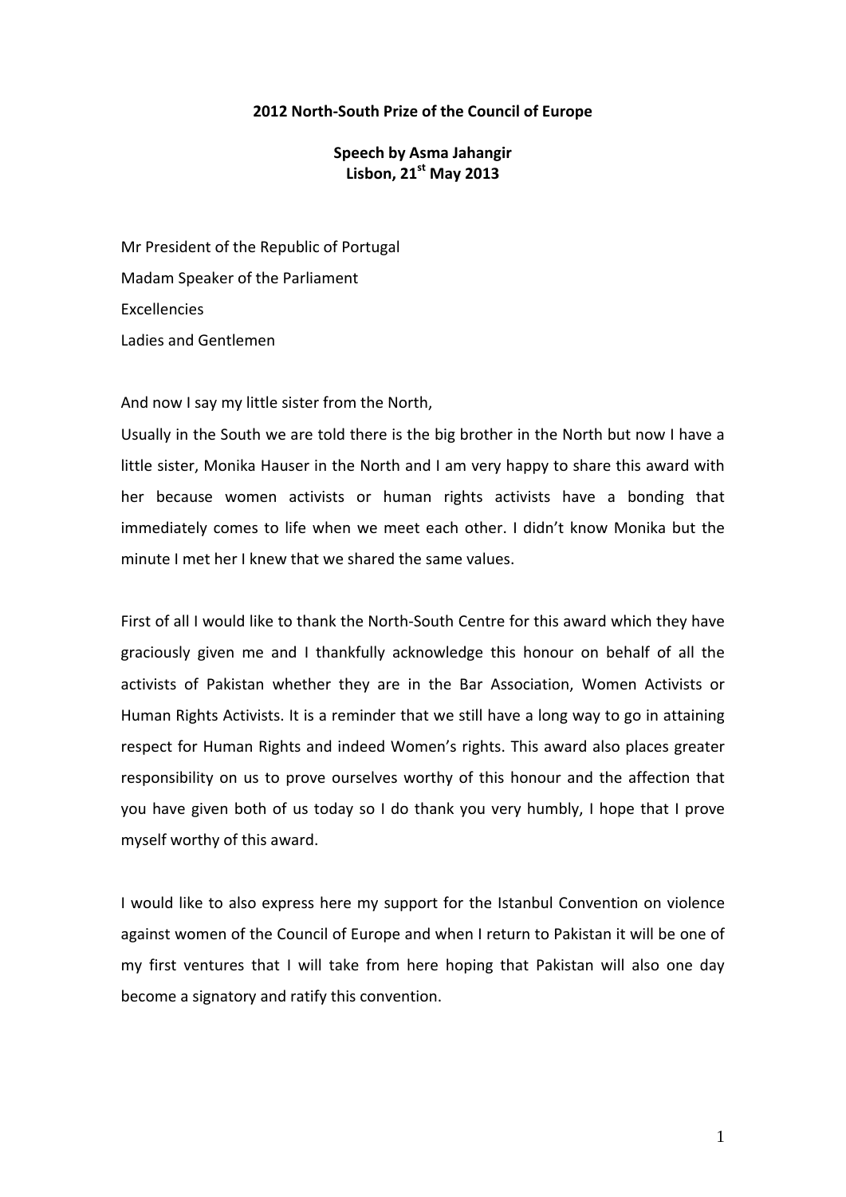**2012 North-South Prize of the Council of Europe**

**Speech by Asma Jahangir**
**Lisbon, 21st May 2013**

Mr President of the Republic of Portugal
Madam Speaker of the Parliament
Excellencies
Ladies and Gentlemen

And now I say my little sister from the North,
Usually in the South we are told there is the big brother in the North but now I have a little sister, Monika Hauser in the North and I am very happy to share this award with her because women activists or human rights activists have a bonding that immediately comes to life when we meet each other. I didn't know Monika but the minute I met her I knew that we shared the same values.

First of all I would like to thank the North-South Centre for this award which they have graciously given me and I thankfully acknowledge this honour on behalf of all the activists of Pakistan whether they are in the Bar Association, Women Activists or Human Rights Activists. It is a reminder that we still have a long way to go in attaining respect for Human Rights and indeed Women's rights. This award also places greater responsibility on us to prove ourselves worthy of this honour and the affection that you have given both of us today so I do thank you very humbly, I hope that I prove myself worthy of this award.

I would like to also express here my support for the Istanbul Convention on violence against women of the Council of Europe and when I return to Pakistan it will be one of my first ventures that I will take from here hoping that Pakistan will also one day become a signatory and ratify this convention.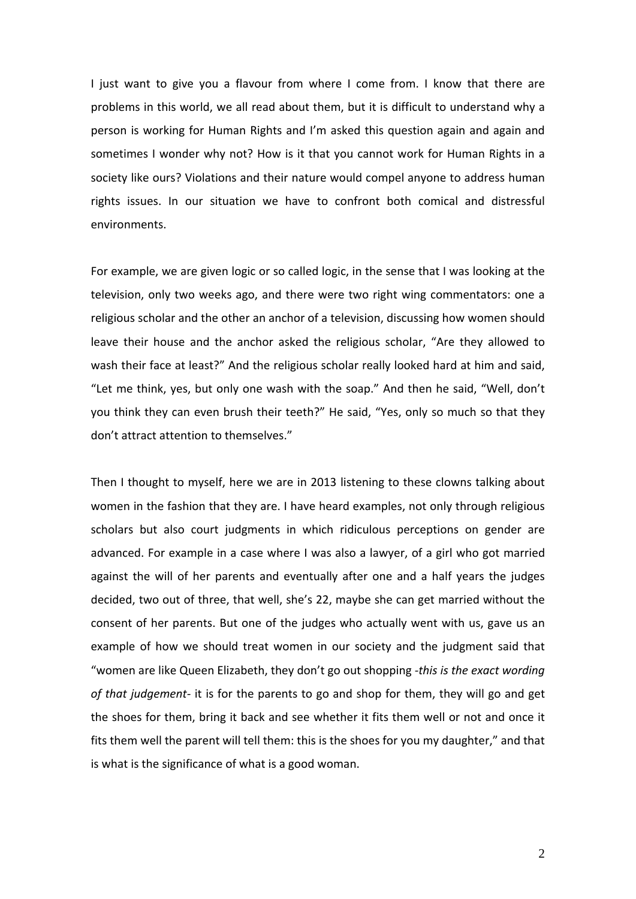I just want to give you a flavour from where I come from. I know that there are problems in this world, we all read about them, but it is difficult to understand why a person is working for Human Rights and I'm asked this question again and again and sometimes I wonder why not? How is it that you cannot work for Human Rights in a society like ours? Violations and their nature would compel anyone to address human rights issues. In our situation we have to confront both comical and distressful environments.

For example, we are given logic or so called logic, in the sense that I was looking at the television, only two weeks ago, and there were two right wing commentators: one a religious scholar and the other an anchor of a television, discussing how women should leave their house and the anchor asked the religious scholar, "Are they allowed to wash their face at least?" And the religious scholar really looked hard at him and said, "Let me think, yes, but only one wash with the soap." And then he said, "Well, don't you think they can even brush their teeth?" He said, "Yes, only so much so that they don't attract attention to themselves."

Then I thought to myself, here we are in 2013 listening to these clowns talking about women in the fashion that they are. I have heard examples, not only through religious scholars but also court judgments in which ridiculous perceptions on gender are advanced. For example in a case where I was also a lawyer, of a girl who got married against the will of her parents and eventually after one and a half years the judges decided, two out of three, that well, she's 22, maybe she can get married without the consent of her parents. But one of the judges who actually went with us, gave us an example of how we should treat women in our society and the judgment said that "women are like Queen Elizabeth, they don't go out shopping -*this is the exact wording of that judgement*- it is for the parents to go and shop for them, they will go and get the shoes for them, bring it back and see whether it fits them well or not and once it fits them well the parent will tell them: this is the shoes for you my daughter," and that is what is the significance of what is a good woman.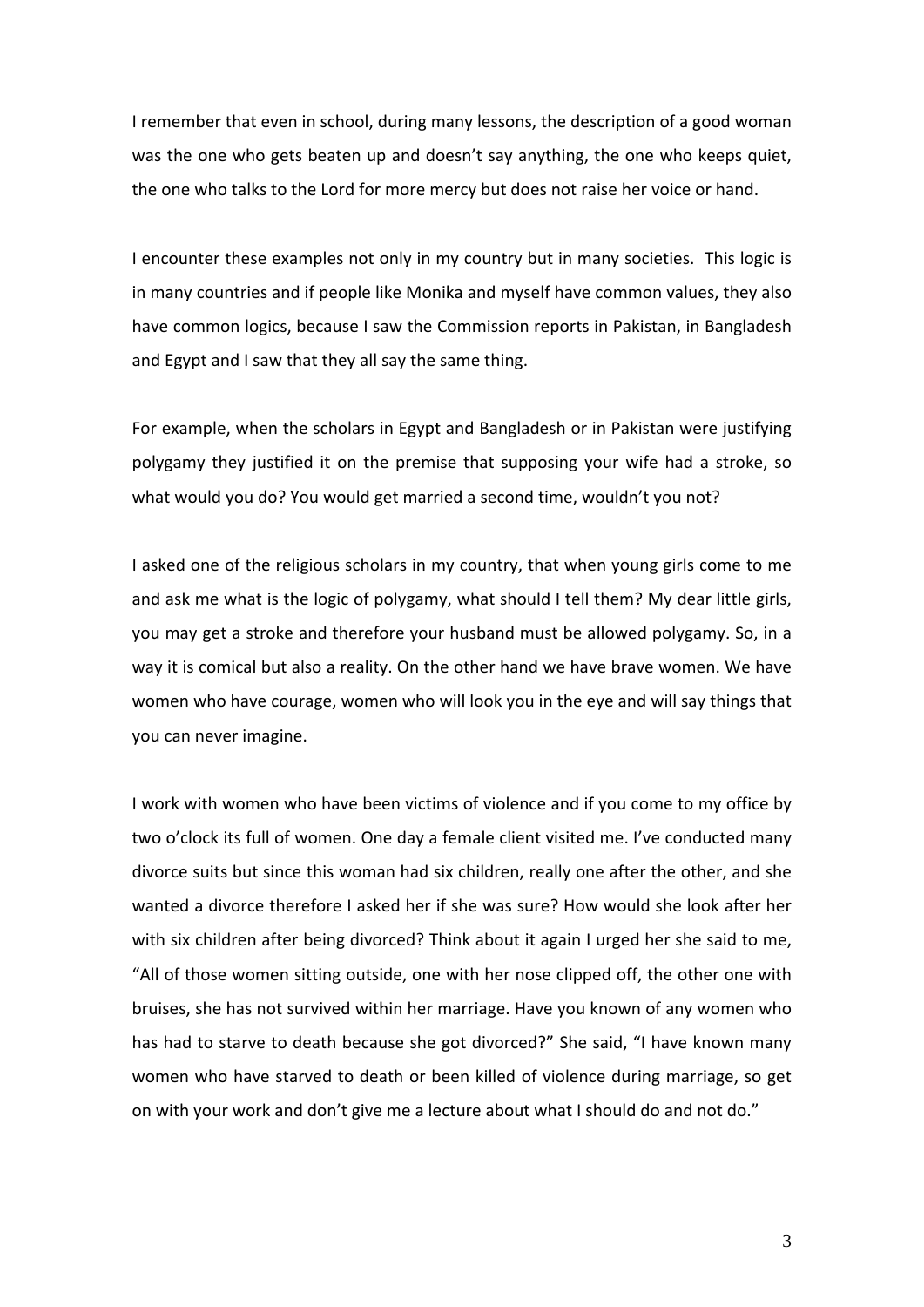I remember that even in school, during many lessons, the description of a good woman was the one who gets beaten up and doesn't say anything, the one who keeps quiet, the one who talks to the Lord for more mercy but does not raise her voice or hand.

I encounter these examples not only in my country but in many societies. This logic is in many countries and if people like Monika and myself have common values, they also have common logics, because I saw the Commission reports in Pakistan, in Bangladesh and Egypt and I saw that they all say the same thing.

For example, when the scholars in Egypt and Bangladesh or in Pakistan were justifying polygamy they justified it on the premise that supposing your wife had a stroke, so what would you do? You would get married a second time, wouldn't you not?

I asked one of the religious scholars in my country, that when young girls come to me and ask me what is the logic of polygamy, what should I tell them? My dear little girls, you may get a stroke and therefore your husband must be allowed polygamy. So, in a way it is comical but also a reality. On the other hand we have brave women. We have women who have courage, women who will look you in the eye and will say things that you can never imagine.

I work with women who have been victims of violence and if you come to my office by two o'clock its full of women. One day a female client visited me. I've conducted many divorce suits but since this woman had six children, really one after the other, and she wanted a divorce therefore I asked her if she was sure? How would she look after her with six children after being divorced? Think about it again I urged her she said to me, "All of those women sitting outside, one with her nose clipped off, the other one with bruises, she has not survived within her marriage. Have you known of any women who has had to starve to death because she got divorced?" She said, "I have known many women who have starved to death or been killed of violence during marriage, so get on with your work and don't give me a lecture about what I should do and not do."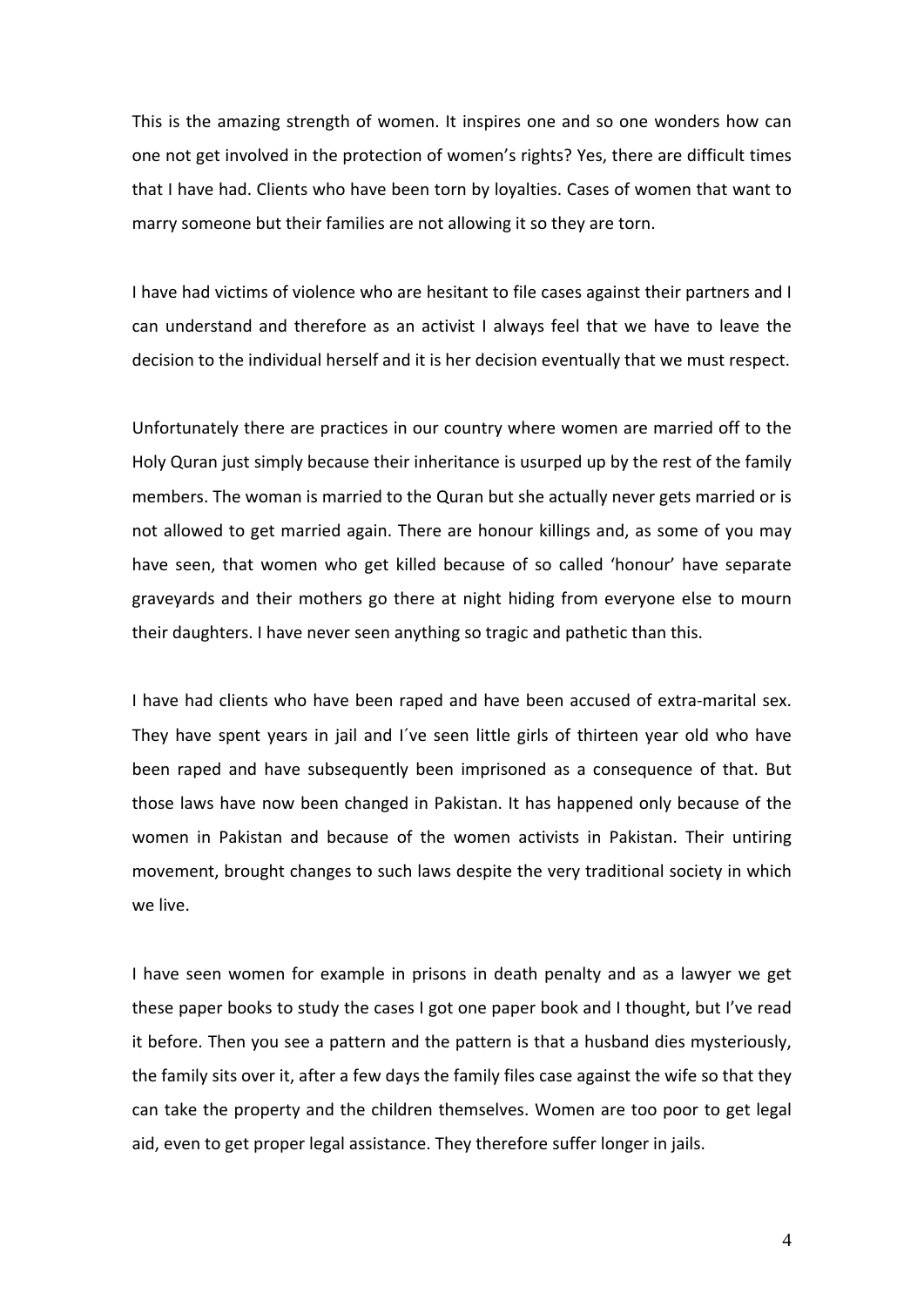This is the amazing strength of women. It inspires one and so one wonders how can one not get involved in the protection of women's rights? Yes, there are difficult times that I have had. Clients who have been torn by loyalties. Cases of women that want to marry someone but their families are not allowing it so they are torn.

I have had victims of violence who are hesitant to file cases against their partners and I can understand and therefore as an activist I always feel that we have to leave the decision to the individual herself and it is her decision eventually that we must respect.

Unfortunately there are practices in our country where women are married off to the Holy Quran just simply because their inheritance is usurped up by the rest of the family members. The woman is married to the Quran but she actually never gets married or is not allowed to get married again. There are honour killings and, as some of you may have seen, that women who get killed because of so called 'honour' have separate graveyards and their mothers go there at night hiding from everyone else to mourn their daughters. I have never seen anything so tragic and pathetic than this.

I have had clients who have been raped and have been accused of extra-marital sex. They have spent years in jail and I´ve seen little girls of thirteen year old who have been raped and have subsequently been imprisoned as a consequence of that. But those laws have now been changed in Pakistan. It has happened only because of the women in Pakistan and because of the women activists in Pakistan. Their untiring movement, brought changes to such laws despite the very traditional society in which we live.

I have seen women for example in prisons in death penalty and as a lawyer we get these paper books to study the cases I got one paper book and I thought, but I've read it before. Then you see a pattern and the pattern is that a husband dies mysteriously, the family sits over it, after a few days the family files case against the wife so that they can take the property and the children themselves. Women are too poor to get legal aid, even to get proper legal assistance. They therefore suffer longer in jails.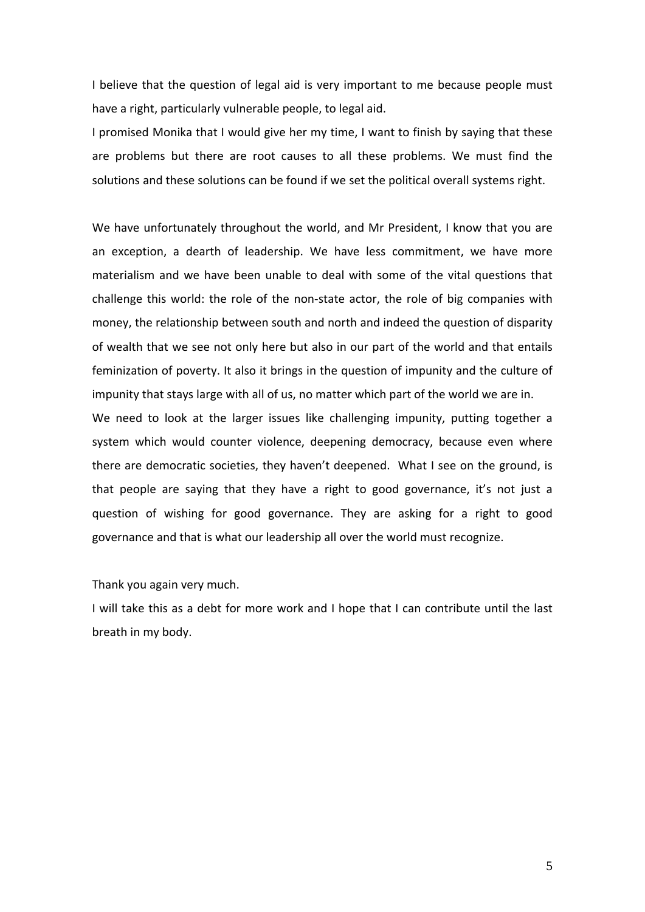I believe that the question of legal aid is very important to me because people must have a right, particularly vulnerable people, to legal aid.

I promised Monika that I would give her my time, I want to finish by saying that these are problems but there are root causes to all these problems. We must find the solutions and these solutions can be found if we set the political overall systems right.

We have unfortunately throughout the world, and Mr President, I know that you are an exception, a dearth of leadership. We have less commitment, we have more materialism and we have been unable to deal with some of the vital questions that challenge this world: the role of the non-state actor, the role of big companies with money, the relationship between south and north and indeed the question of disparity of wealth that we see not only here but also in our part of the world and that entails feminization of poverty. It also it brings in the question of impunity and the culture of impunity that stays large with all of us, no matter which part of the world we are in.

We need to look at the larger issues like challenging impunity, putting together a system which would counter violence, deepening democracy, because even where there are democratic societies, they haven't deepened. What I see on the ground, is that people are saying that they have a right to good governance, it's not just a question of wishing for good governance. They are asking for a right to good governance and that is what our leadership all over the world must recognize.

Thank you again very much.

I will take this as a debt for more work and I hope that I can contribute until the last breath in my body.